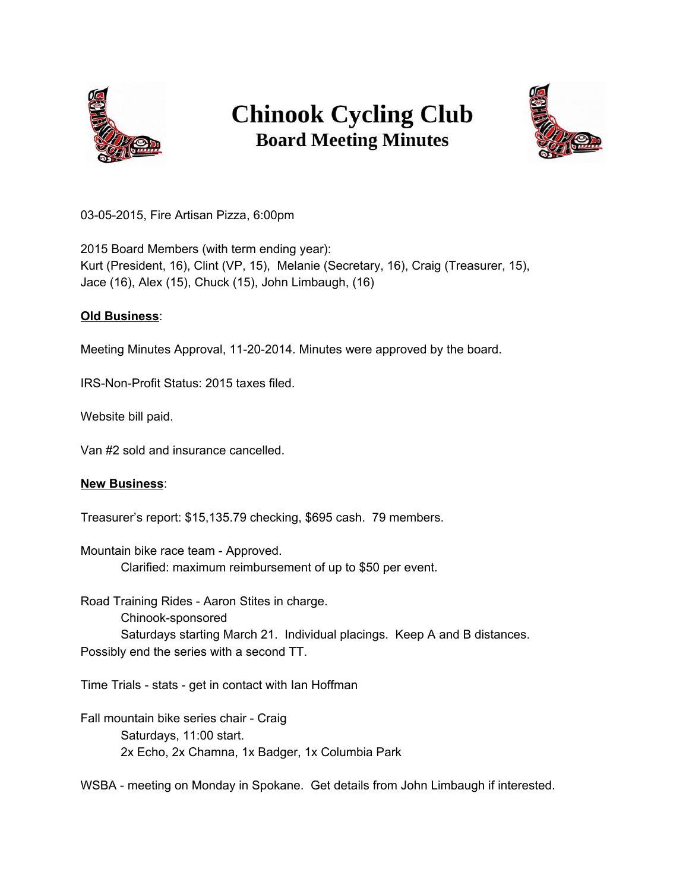# Chinook Cycling Club
## Board Meeting Minutes

03-05-2015, Fire Artisan Pizza, 6:00pm

2015 Board Members (with term ending year):
Kurt (President, 16), Clint (VP, 15), Melanie (Secretary, 16), Craig (Treasurer, 15), Jace (16), Alex (15), Chuck (15), John Limbaugh, (16)

**Old Business**:

Meeting Minutes Approval, 11-20-2014. Minutes were approved by the board.

IRS-Non-Profit Status: 2015 taxes filed.

Website bill paid.

Van #2 sold and insurance cancelled.

**New Business**:

Treasurer's report: $15,135.79 checking, $695 cash. 79 members.

Mountain bike race team - Approved.
Clarified: maximum reimbursement of up to $50 per event.

Road Training Rides - Aaron Stites in charge.
Chinook-sponsored
Saturdays starting March 21. Individual placings. Keep A and B distances.
Possibly end the series with a second TT.

Time Trials - stats - get in contact with Ian Hoffman

Fall mountain bike series chair - Craig
Saturdays, 11:00 start.
2x Echo, 2x Chamna, 1x Badger, 1x Columbia Park

WSBA - meeting on Monday in Spokane. Get details from John Limbaugh if interested.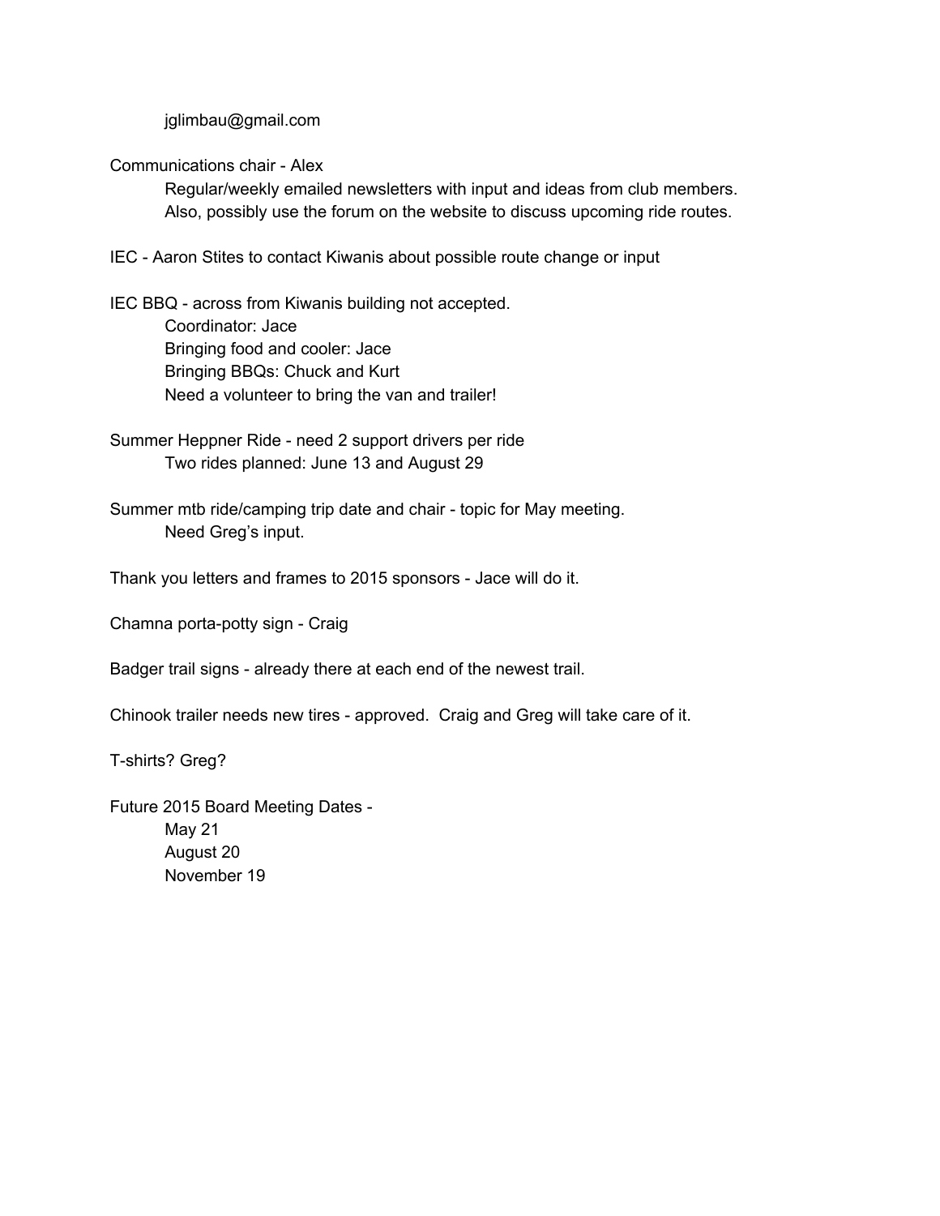jglimbau@gmail.com

Communications chair - Alex

Regular/weekly emailed newsletters with input and ideas from club members.
Also, possibly use the forum on the website to discuss upcoming ride routes.

IEC - Aaron Stites to contact Kiwanis about possible route change or input

IEC BBQ - across from Kiwanis building not accepted.

Coordinator: Jace
Bringing food and cooler: Jace
Bringing BBQs: Chuck and Kurt
Need a volunteer to bring the van and trailer!

Summer Heppner Ride - need 2 support drivers per ride

Two rides planned: June 13 and August 29

Summer mtb ride/camping trip date and chair - topic for May meeting.

Need Greg's input.

Thank you letters and frames to 2015 sponsors - Jace will do it.

Chamna porta-potty sign - Craig

Badger trail signs - already there at each end of the newest trail.

Chinook trailer needs new tires - approved. Craig and Greg will take care of it.

T-shirts? Greg?

Future 2015 Board Meeting Dates -

May 21
August 20
November 19